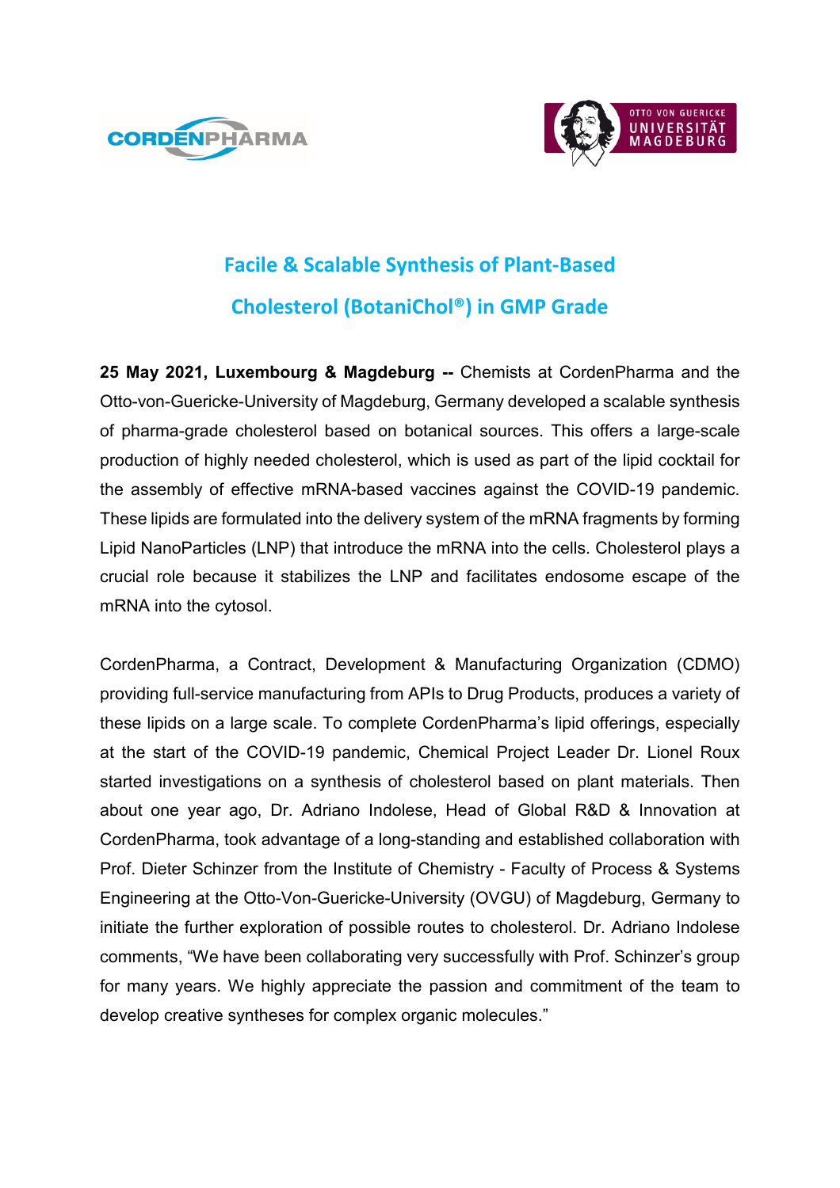# Facile & Scalable Synthesis of Plant-Based Cholesterol (BotaniChol®) in GMP Grade

**25 May 2021, Luxembourg & Magdeburg --** Chemists at CordenPharma and the Otto-von-Guericke-University of Magdeburg, Germany developed a scalable synthesis of pharma-grade cholesterol based on botanical sources. This offers a large-scale production of highly needed cholesterol, which is used as part of the lipid cocktail for the assembly of effective mRNA-based vaccines against the COVID-19 pandemic. These lipids are formulated into the delivery system of the mRNA fragments by forming Lipid NanoParticles (LNP) that introduce the mRNA into the cells. Cholesterol plays a crucial role because it stabilizes the LNP and facilitates endosome escape of the mRNA into the cytosol.

CordenPharma, a Contract, Development & Manufacturing Organization (CDMO) providing full-service manufacturing from APIs to Drug Products, produces a variety of these lipids on a large scale. To complete CordenPharma's lipid offerings, especially at the start of the COVID-19 pandemic, Chemical Project Leader Dr. Lionel Roux started investigations on a synthesis of cholesterol based on plant materials. Then about one year ago, Dr. Adriano Indolese, Head of Global R&D & Innovation at CordenPharma, took advantage of a long-standing and established collaboration with Prof. Dieter Schinzer from the Institute of Chemistry - Faculty of Process & Systems Engineering at the Otto-Von-Guericke-University (OVGU) of Magdeburg, Germany to initiate the further exploration of possible routes to cholesterol. Dr. Adriano Indolese comments, "We have been collaborating very successfully with Prof. Schinzer's group for many years. We highly appreciate the passion and commitment of the team to develop creative syntheses for complex organic molecules."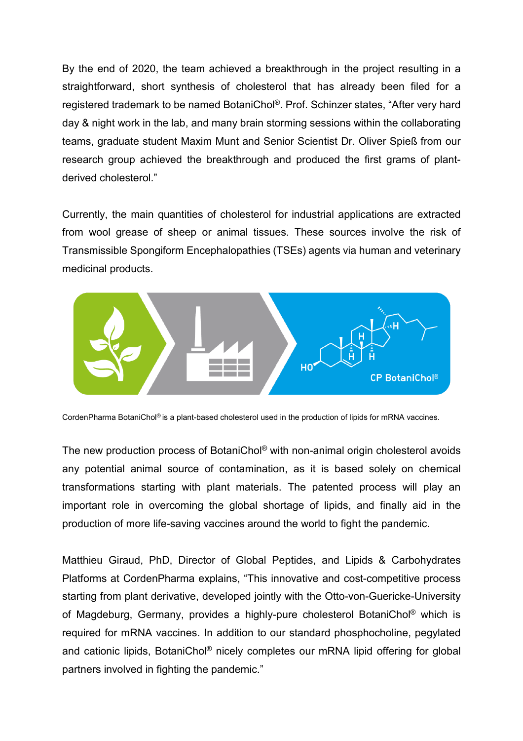By the end of 2020, the team achieved a breakthrough in the project resulting in a straightforward, short synthesis of cholesterol that has already been filed for a registered trademark to be named BotaniChol®. Prof. Schinzer states, “After very hard day & night work in the lab, and many brain storming sessions within the collaborating teams, graduate student Maxim Munt and Senior Scientist Dr. Oliver Spieß from our research group achieved the breakthrough and produced the first grams of plant-derived cholesterol.”

Currently, the main quantities of cholesterol for industrial applications are extracted from wool grease of sheep or animal tissues. These sources involve the risk of Transmissible Spongiform Encephalopathies (TSEs) agents via human and veterinary medicinal products.

CordenPharma BotaniChol® is a plant-based cholesterol used in the production of lipids for mRNA vaccines.

The new production process of BotaniChol® with non-animal origin cholesterol avoids any potential animal source of contamination, as it is based solely on chemical transformations starting with plant materials. The patented process will play an important role in overcoming the global shortage of lipids, and finally aid in the production of more life-saving vaccines around the world to fight the pandemic.

Matthieu Giraud, PhD, Director of Global Peptides, and Lipids & Carbohydrates Platforms at CordenPharma explains, “This innovative and cost-competitive process starting from plant derivative, developed jointly with the Otto-von-Guericke-University of Magdeburg, Germany, provides a highly-pure cholesterol BotaniChol® which is required for mRNA vaccines. In addition to our standard phosphocholine, pegylated and cationic lipids, BotaniChol® nicely completes our mRNA lipid offering for global partners involved in fighting the pandemic.”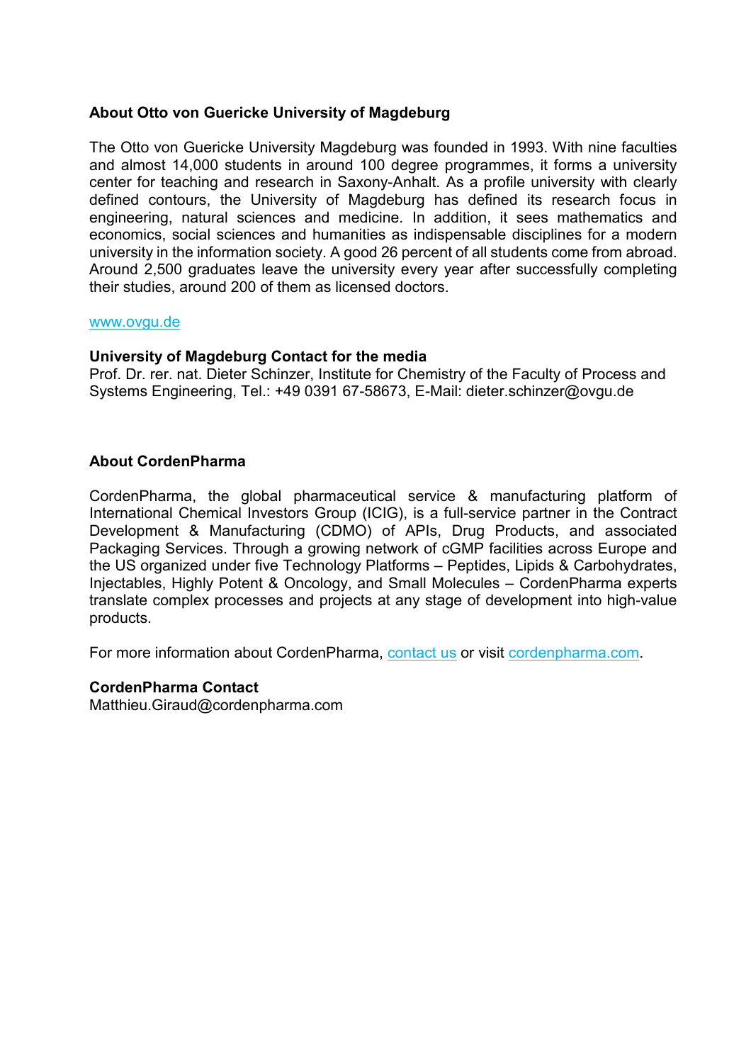### About Otto von Guericke University of Magdeburg

The Otto von Guericke University Magdeburg was founded in 1993. With nine faculties and almost 14,000 students in around 100 degree programmes, it forms a university center for teaching and research in Saxony-Anhalt. As a profile university with clearly defined contours, the University of Magdeburg has defined its research focus in engineering, natural sciences and medicine. In addition, it sees mathematics and economics, social sciences and humanities as indispensable disciplines for a modern university in the information society. A good 26 percent of all students come from abroad. Around 2,500 graduates leave the university every year after successfully completing their studies, around 200 of them as licensed doctors.

www.ovgu.de

**University of Magdeburg Contact for the media**
Prof. Dr. rer. nat. Dieter Schinzer, Institute for Chemistry of the Faculty of Process and Systems Engineering, Tel.: +49 0391 67-58673, E-Mail: dieter.schinzer@ovgu.de

### About CordenPharma

CordenPharma, the global pharmaceutical service & manufacturing platform of International Chemical Investors Group (ICIG), is a full-service partner in the Contract Development & Manufacturing (CDMO) of APIs, Drug Products, and associated Packaging Services. Through a growing network of cGMP facilities across Europe and the US organized under five Technology Platforms – Peptides, Lipids & Carbohydrates, Injectables, Highly Potent & Oncology, and Small Molecules – CordenPharma experts translate complex processes and projects at any stage of development into high-value products.

For more information about CordenPharma, contact us or visit cordenpharma.com.

**CordenPharma Contact**
Matthieu.Giraud@cordenpharma.com